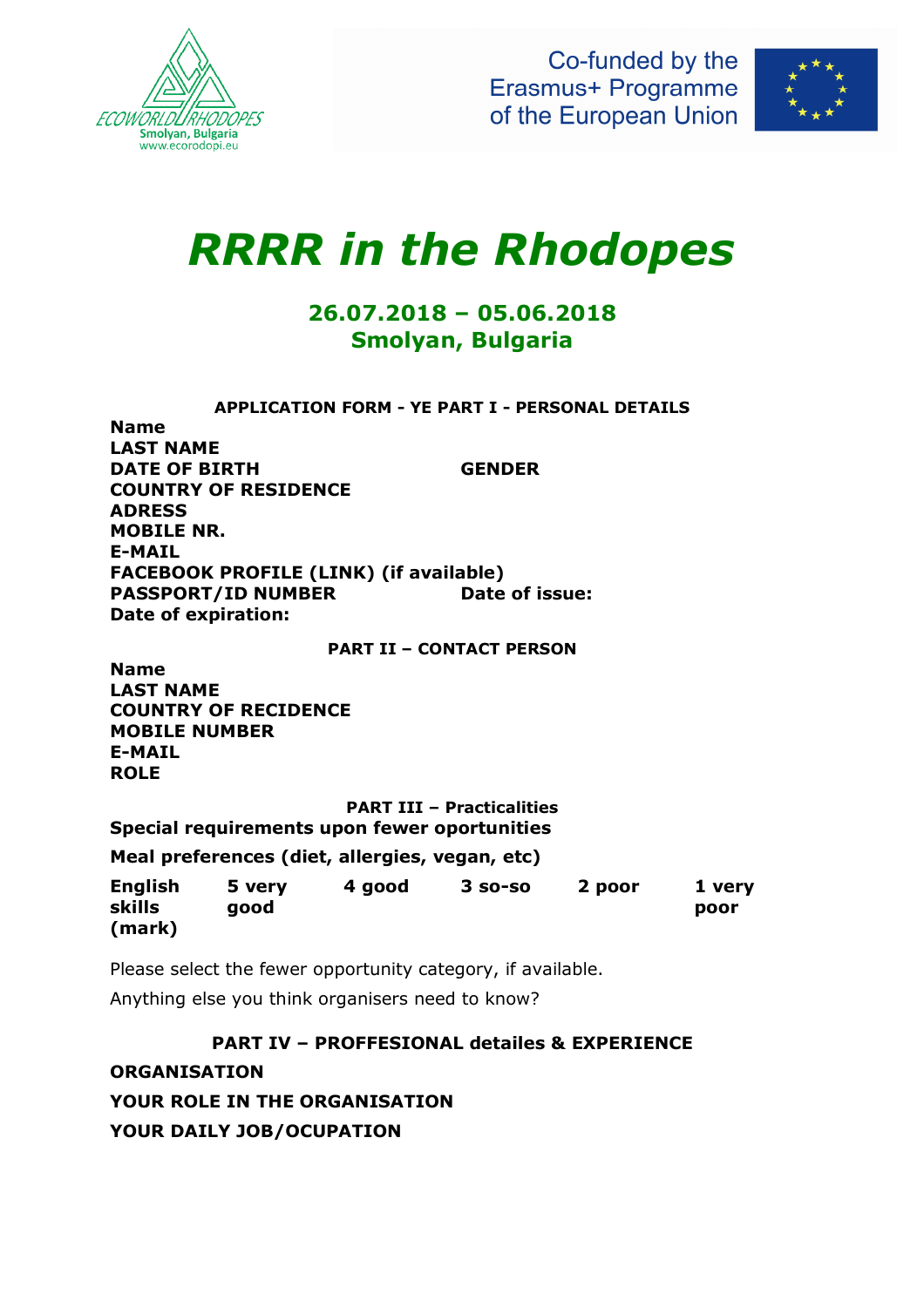ECOWORLD RHODOPES
Smolyan, Bulgaria
www.ecorodopi.eu

Co-funded by the Erasmus+ Programme of the European Union

# *RRRR in the Rhodopes*

## 26.07.2018 – 05.06.2018
## Smolyan, Bulgaria

### APPLICATION FORM - YE PART I - PERSONAL DETAILS

**Name**
**LAST NAME**
**DATE OF BIRTH** **GENDER**
**COUNTRY OF RESIDENCE**
**ADRESS**
**MOBILE NR.**
**E-MAIL**
**FACEBOOK PROFILE (LINK) (if available)**
**PASSPORT/ID NUMBER** **Date of issue:**
**Date of expiration:**

### PART II – CONTACT PERSON

**Name**
**LAST NAME**
**COUNTRY OF RECIDENCE**
**MOBILE NUMBER**
**E-MAIL**
**ROLE**

### PART III – Practicalities

**Special requirements upon fewer oportunities**

**Meal preferences (diet, allergies, vegan, etc)**

| English skills (mark) | 5 very good | 4 good | 3 so-so | 2 poor | 1 very poor |
|---|---|---|---|---|---|

Please select the fewer opportunity category, if available.

Anything else you think organisers need to know?

### PART IV – PROFFESIONAL detailes & EXPERIENCE

**ORGANISATION**

**YOUR ROLE IN THE ORGANISATION**

**YOUR DAILY JOB/OCUPATION**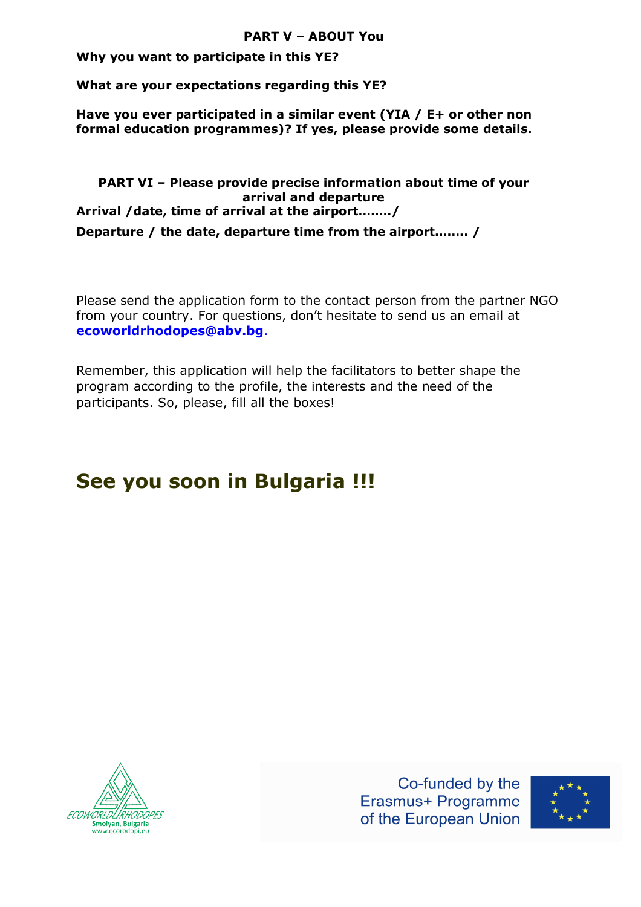**PART V – ABOUT You**

**Why you want to participate in this YE?**

**What are your expectations regarding this YE?**

**Have you ever participated in a similar event (YIA / E+ or other non formal education programmes)? If yes, please provide some details.**

**PART VI – Please provide precise information about time of your arrival and departure**

**Arrival /date, time of arrival at the airport……../**

**Departure / the date, departure time from the airport…….. /**

Please send the application form to the contact person from the partner NGO from your country. For questions, don't hesitate to send us an email at **ecoworldrhodopes@abv.bg**.

Remember, this application will help the facilitators to better shape the program according to the profile, the interests and the need of the participants. So, please, fill all the boxes!

## See you soon in Bulgaria !!!

ECOWORLD RHODOPES
Smolyan, Bulgaria
www.ecorodopi.eu

Co-funded by the Erasmus+ Programme of the European Union